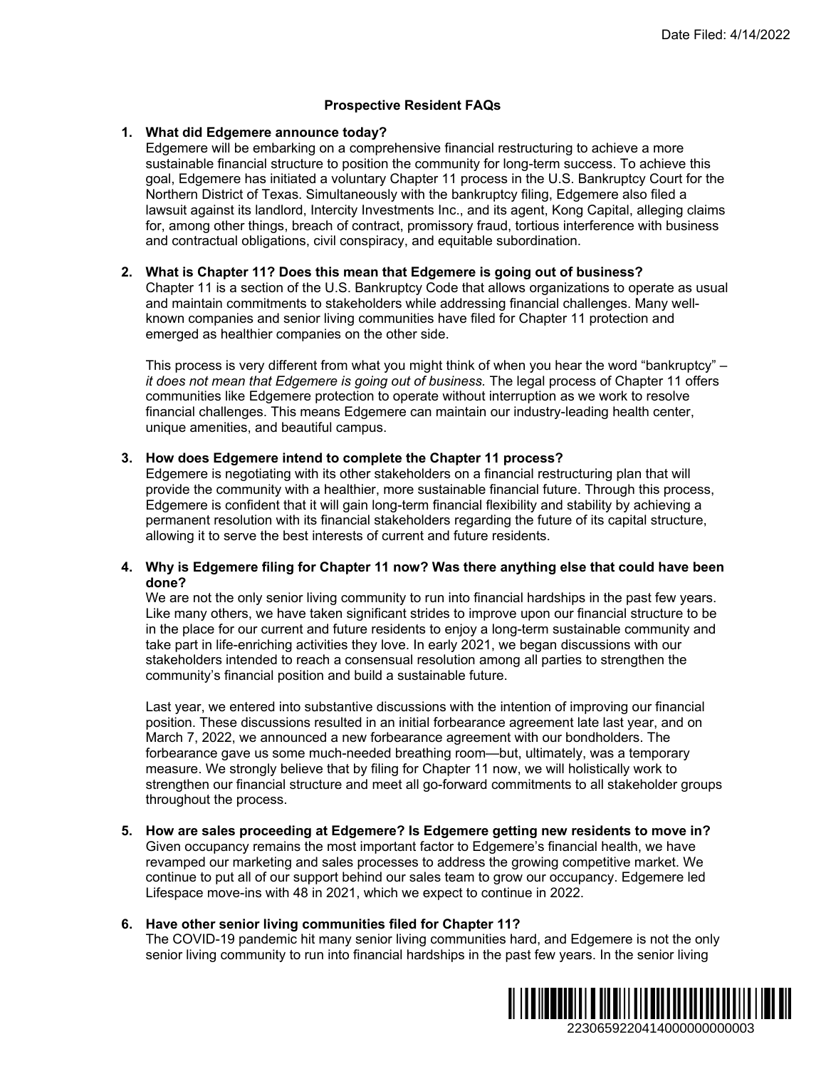Date Filed: 4/14/2022

**Prospective Resident FAQs**

1. **What did Edgemere announce today?**

   Edgemere will be embarking on a comprehensive financial restructuring to achieve a more sustainable financial structure to position the community for long-term success. To achieve this goal, Edgemere has initiated a voluntary Chapter 11 process in the U.S. Bankruptcy Court for the Northern District of Texas. Simultaneously with the bankruptcy filing, Edgemere also filed a lawsuit against its landlord, Intercity Investments Inc., and its agent, Kong Capital, alleging claims for, among other things, breach of contract, promissory fraud, tortious interference with business and contractual obligations, civil conspiracy, and equitable subordination.

2. **What is Chapter 11? Does this mean that Edgemere is going out of business?**

   Chapter 11 is a section of the U.S. Bankruptcy Code that allows organizations to operate as usual and maintain commitments to stakeholders while addressing financial challenges. Many well-known companies and senior living communities have filed for Chapter 11 protection and emerged as healthier companies on the other side.

   This process is very different from what you might think of when you hear the word "bankruptcy" – *it does not mean that Edgemere is going out of business.* The legal process of Chapter 11 offers communities like Edgemere protection to operate without interruption as we work to resolve financial challenges. This means Edgemere can maintain our industry-leading health center, unique amenities, and beautiful campus.

3. **How does Edgemere intend to complete the Chapter 11 process?**

   Edgemere is negotiating with its other stakeholders on a financial restructuring plan that will provide the community with a healthier, more sustainable financial future. Through this process, Edgemere is confident that it will gain long-term financial flexibility and stability by achieving a permanent resolution with its financial stakeholders regarding the future of its capital structure, allowing it to serve the best interests of current and future residents.

4. **Why is Edgemere filing for Chapter 11 now? Was there anything else that could have been done?**

   We are not the only senior living community to run into financial hardships in the past few years. Like many others, we have taken significant strides to improve upon our financial structure to be in the place for our current and future residents to enjoy a long-term sustainable community and take part in life-enriching activities they love. In early 2021, we began discussions with our stakeholders intended to reach a consensual resolution among all parties to strengthen the community's financial position and build a sustainable future.

   Last year, we entered into substantive discussions with the intention of improving our financial position. These discussions resulted in an initial forbearance agreement late last year, and on March 7, 2022, we announced a new forbearance agreement with our bondholders. The forbearance gave us some much-needed breathing room—but, ultimately, was a temporary measure. We strongly believe that by filing for Chapter 11 now, we will holistically work to strengthen our financial structure and meet all go-forward commitments to all stakeholder groups throughout the process.

5. **How are sales proceeding at Edgemere? Is Edgemere getting new residents to move in?**

   Given occupancy remains the most important factor to Edgemere's financial health, we have revamped our marketing and sales processes to address the growing competitive market. We continue to put all of our support behind our sales team to grow our occupancy. Edgemere led Lifespace move-ins with 48 in 2021, which we expect to continue in 2022.

6. **Have other senior living communities filed for Chapter 11?**

   The COVID-19 pandemic hit many senior living communities hard, and Edgemere is not the only senior living community to run into financial hardships in the past few years. In the senior living

2230659220414000000000003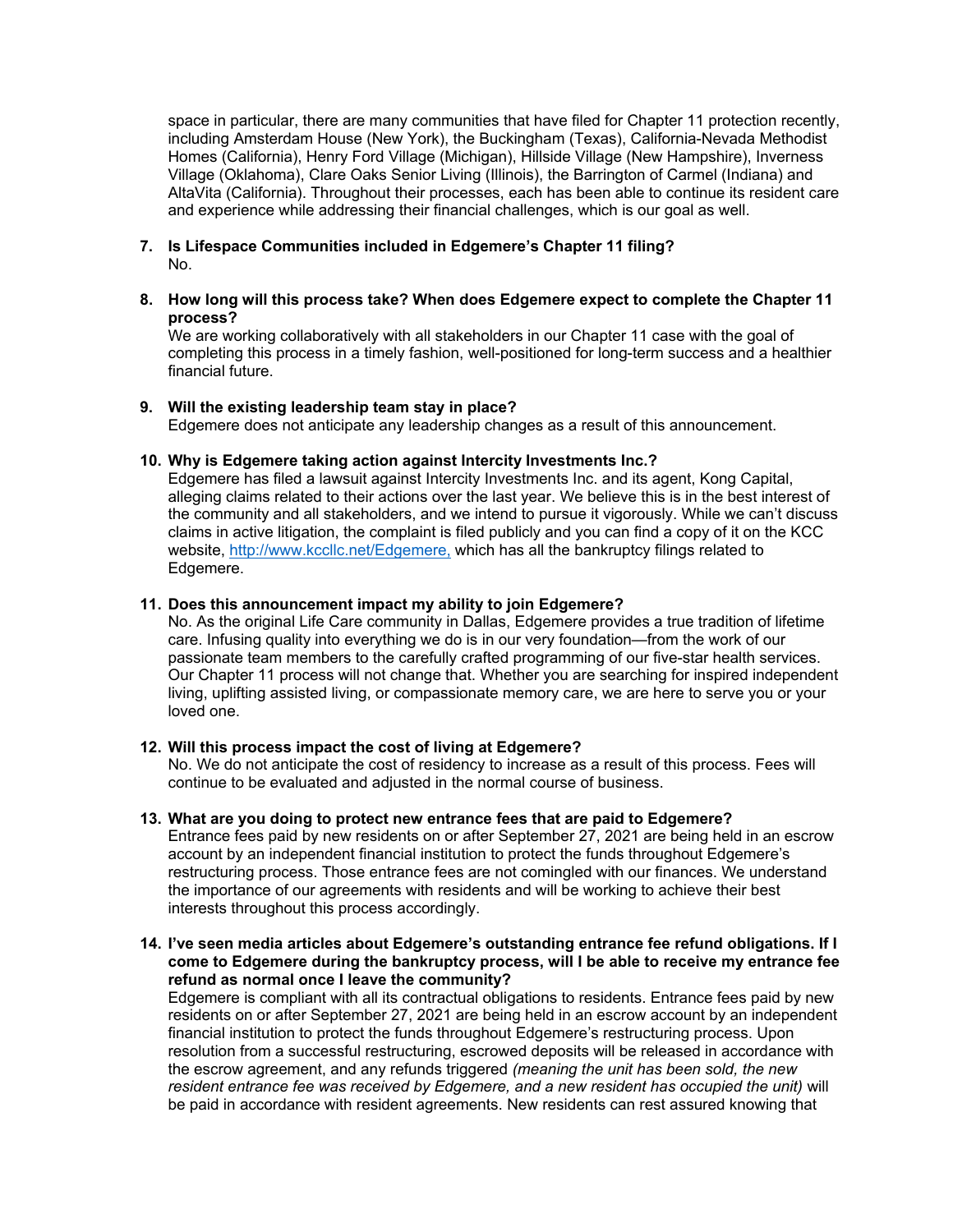space in particular, there are many communities that have filed for Chapter 11 protection recently, including Amsterdam House (New York), the Buckingham (Texas), California-Nevada Methodist Homes (California), Henry Ford Village (Michigan), Hillside Village (New Hampshire), Inverness Village (Oklahoma), Clare Oaks Senior Living (Illinois), the Barrington of Carmel (Indiana) and AltaVita (California). Throughout their processes, each has been able to continue its resident care and experience while addressing their financial challenges, which is our goal as well.

7. **Is Lifespace Communities included in Edgemere's Chapter 11 filing?**
   No.

8. **How long will this process take? When does Edgemere expect to complete the Chapter 11 process?**
   We are working collaboratively with all stakeholders in our Chapter 11 case with the goal of completing this process in a timely fashion, well-positioned for long-term success and a healthier financial future.

9. **Will the existing leadership team stay in place?**
   Edgemere does not anticipate any leadership changes as a result of this announcement.

10. **Why is Edgemere taking action against Intercity Investments Inc.?**
    Edgemere has filed a lawsuit against Intercity Investments Inc. and its agent, Kong Capital, alleging claims related to their actions over the last year. We believe this is in the best interest of the community and all stakeholders, and we intend to pursue it vigorously. While we can't discuss claims in active litigation, the complaint is filed publicly and you can find a copy of it on the KCC website, [http://www.kccllc.net/Edgemere,](http://www.kccllc.net/Edgemere) which has all the bankruptcy filings related to Edgemere.

11. **Does this announcement impact my ability to join Edgemere?**
    No. As the original Life Care community in Dallas, Edgemere provides a true tradition of lifetime care. Infusing quality into everything we do is in our very foundation—from the work of our passionate team members to the carefully crafted programming of our five-star health services. Our Chapter 11 process will not change that. Whether you are searching for inspired independent living, uplifting assisted living, or compassionate memory care, we are here to serve you or your loved one.

12. **Will this process impact the cost of living at Edgemere?**
    No. We do not anticipate the cost of residency to increase as a result of this process. Fees will continue to be evaluated and adjusted in the normal course of business.

13. **What are you doing to protect new entrance fees that are paid to Edgemere?**
    Entrance fees paid by new residents on or after September 27, 2021 are being held in an escrow account by an independent financial institution to protect the funds throughout Edgemere's restructuring process. Those entrance fees are not comingled with our finances. We understand the importance of our agreements with residents and will be working to achieve their best interests throughout this process accordingly.

14. **I've seen media articles about Edgemere's outstanding entrance fee refund obligations. If I come to Edgemere during the bankruptcy process, will I be able to receive my entrance fee refund as normal once I leave the community?**
    Edgemere is compliant with all its contractual obligations to residents. Entrance fees paid by new residents on or after September 27, 2021 are being held in an escrow account by an independent financial institution to protect the funds throughout Edgemere's restructuring process. Upon resolution from a successful restructuring, escrowed deposits will be released in accordance with the escrow agreement, and any refunds triggered *(meaning the unit has been sold, the new resident entrance fee was received by Edgemere, and a new resident has occupied the unit)* will be paid in accordance with resident agreements. New residents can rest assured knowing that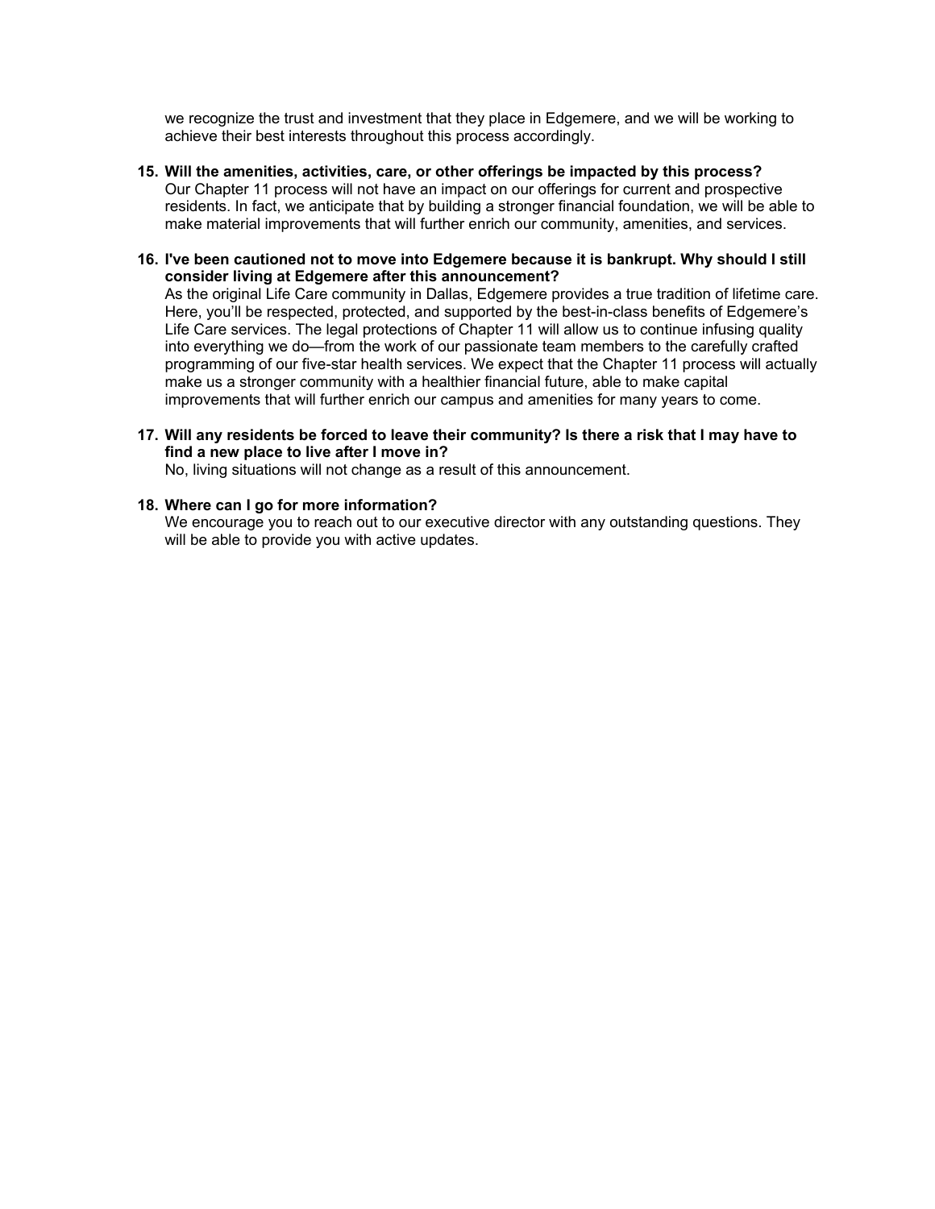we recognize the trust and investment that they place in Edgemere, and we will be working to achieve their best interests throughout this process accordingly.

15. **Will the amenities, activities, care, or other offerings be impacted by this process?**
    Our Chapter 11 process will not have an impact on our offerings for current and prospective residents. In fact, we anticipate that by building a stronger financial foundation, we will be able to make material improvements that will further enrich our community, amenities, and services.

16. **I've been cautioned not to move into Edgemere because it is bankrupt. Why should I still consider living at Edgemere after this announcement?**
    As the original Life Care community in Dallas, Edgemere provides a true tradition of lifetime care. Here, you'll be respected, protected, and supported by the best-in-class benefits of Edgemere's Life Care services. The legal protections of Chapter 11 will allow us to continue infusing quality into everything we do—from the work of our passionate team members to the carefully crafted programming of our five-star health services. We expect that the Chapter 11 process will actually make us a stronger community with a healthier financial future, able to make capital improvements that will further enrich our campus and amenities for many years to come.

17. **Will any residents be forced to leave their community? Is there a risk that I may have to find a new place to live after I move in?**
    No, living situations will not change as a result of this announcement.

18. **Where can I go for more information?**
    We encourage you to reach out to our executive director with any outstanding questions. They will be able to provide you with active updates.